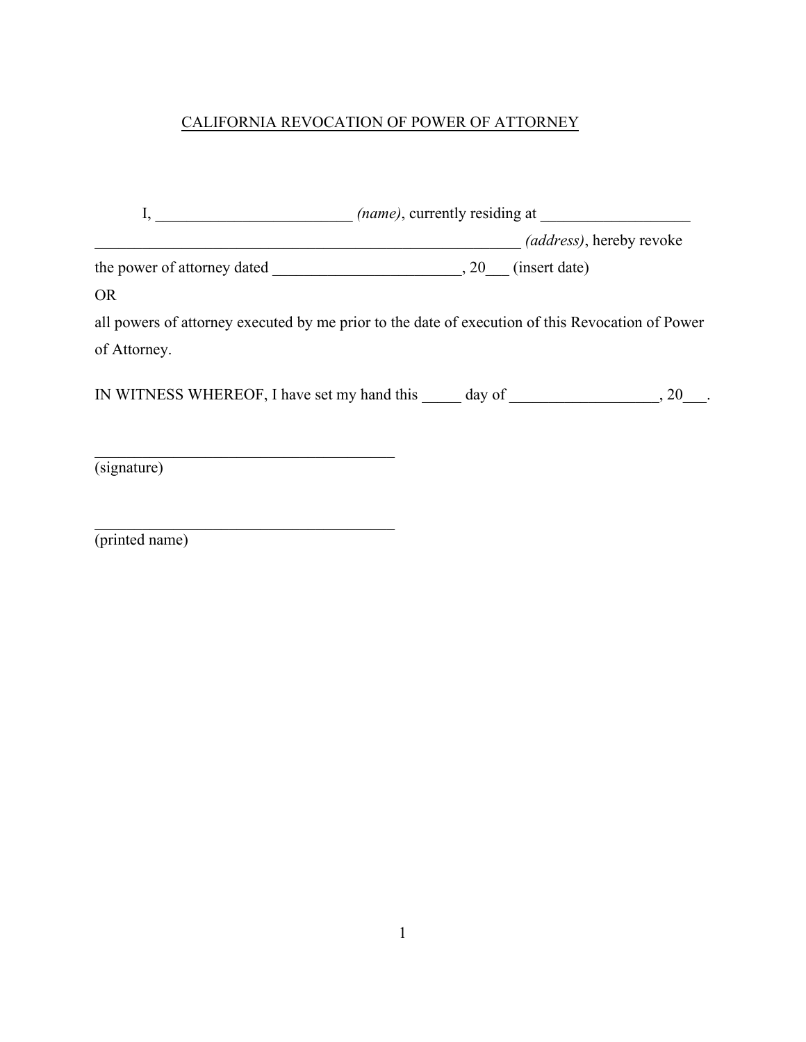# CALIFORNIA REVOCATION OF POWER OF ATTORNEY

I, ________________________ *(name)*, currently residing at __________________ ________________________________________________________ *(address)*, hereby revoke the power of attorney dated _______________________, 20___ (insert date)

OR

all powers of attorney executed by me prior to the date of execution of this Revocation of Power of Attorney.

IN WITNESS WHEREOF, I have set my hand this _____ day of __________________, 20___.

______________________________________
(signature)

______________________________________
(printed name)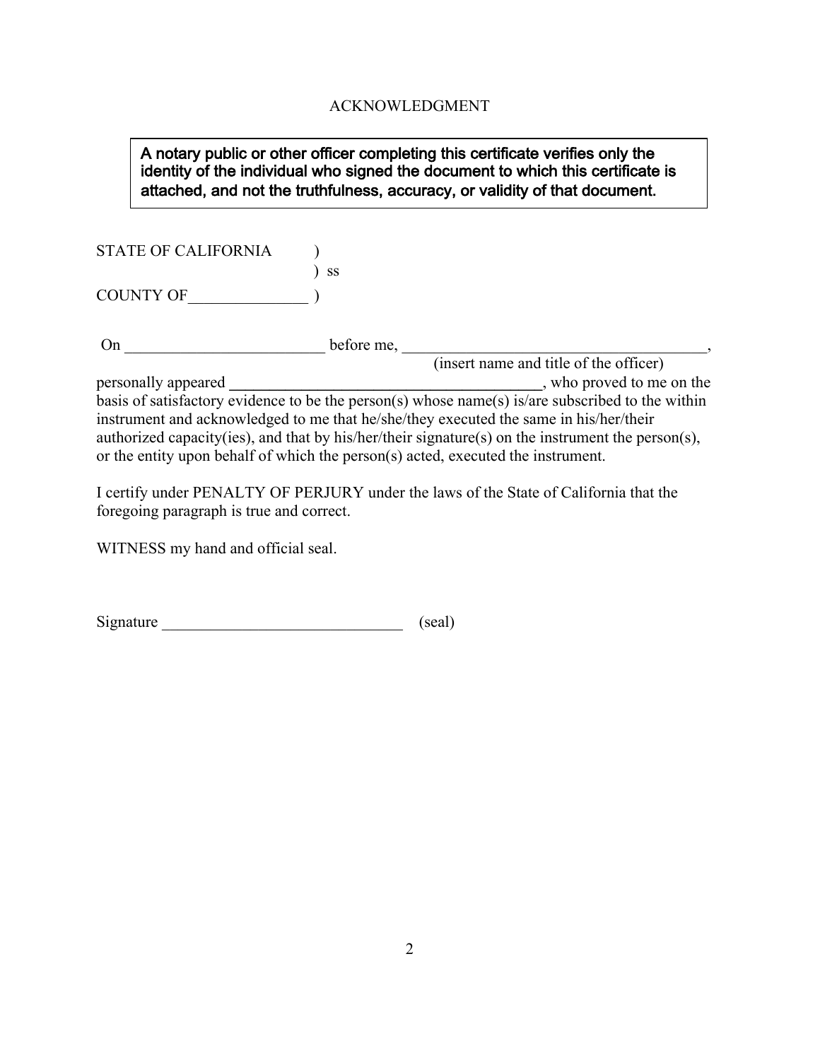ACKNOWLEDGMENT

> **A notary public or other officer completing this certificate verifies only the identity of the individual who signed the document to which this certificate is attached, and not the truthfulness, accuracy, or validity of that document.**

STATE OF CALIFORNIA )
) ss
COUNTY OF_______________ )

On ________________________ before me, _____________________________________,
(insert name and title of the officer)
personally appeared ________________________________________, who proved to me on the basis of satisfactory evidence to be the person(s) whose name(s) is/are subscribed to the within instrument and acknowledged to me that he/she/they executed the same in his/her/their authorized capacity(ies), and that by his/her/their signature(s) on the instrument the person(s), or the entity upon behalf of which the person(s) acted, executed the instrument.

I certify under PENALTY OF PERJURY under the laws of the State of California that the foregoing paragraph is true and correct.

WITNESS my hand and official seal.

Signature ______________________________ (seal)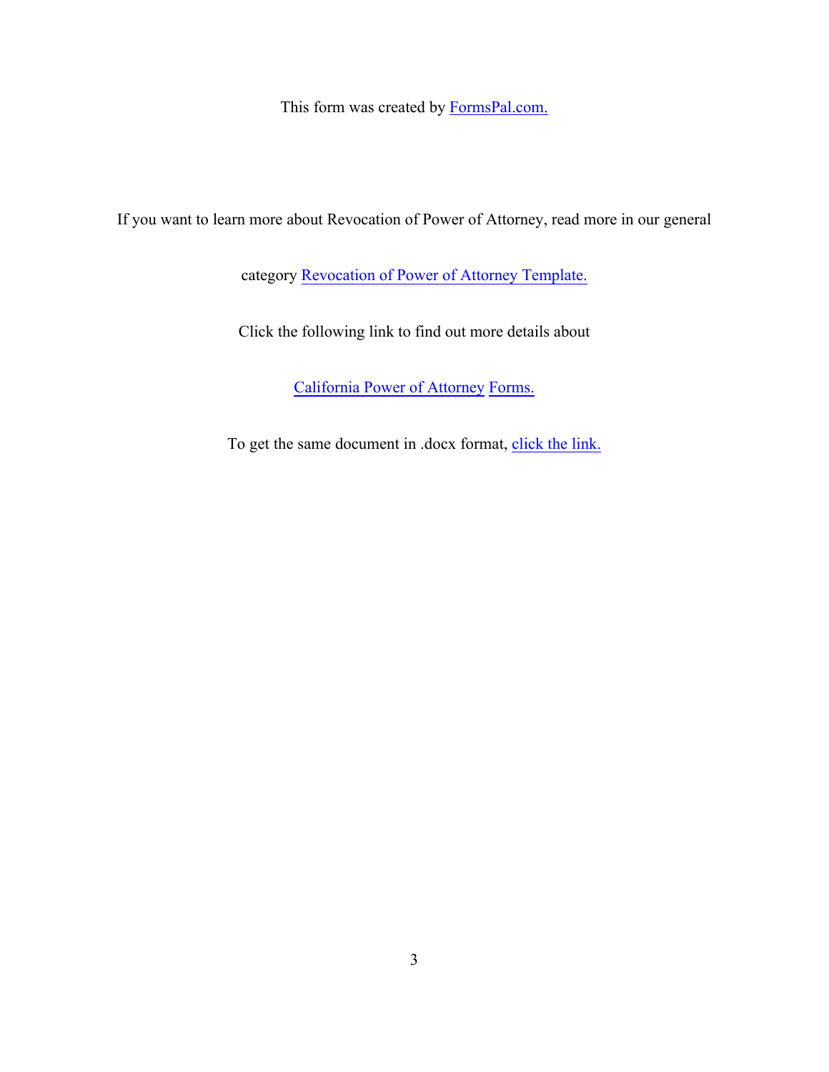This form was created by FormsPal.com.

If you want to learn more about Revocation of Power of Attorney, read more in our general category Revocation of Power of Attorney Template.

Click the following link to find out more details about

California Power of Attorney Forms.

To get the same document in .docx format, click the link.